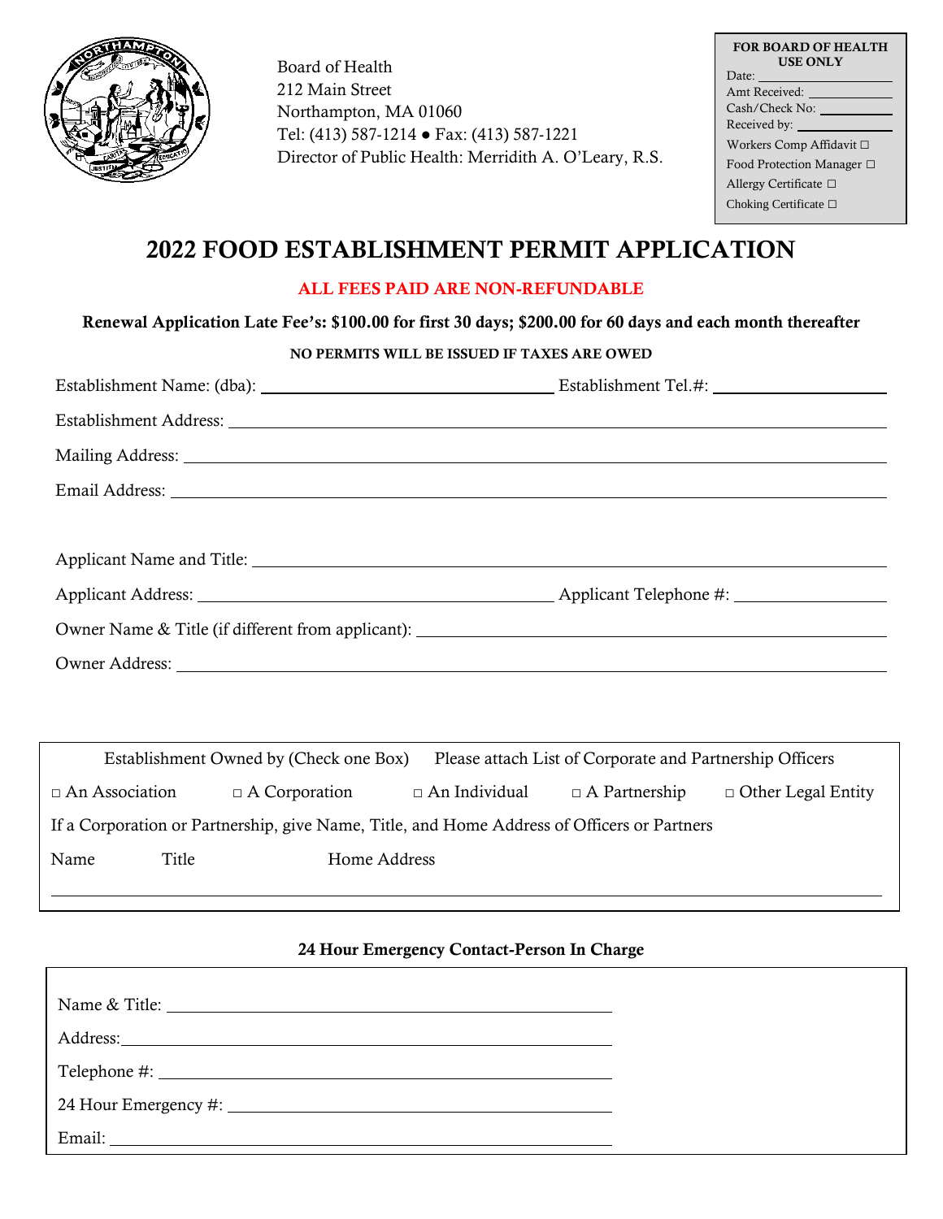Board of Health
212 Main Street
Northampton, MA 01060
Tel: (413) 587-1214 ● Fax: (413) 587-1221
Director of Public Health: Merridith A. O'Leary, R.S.

**FOR BOARD OF HEALTH USE ONLY**
Date: ______________
Amt Received: ______________
Cash/Check No: ______________
Received by: ______________
Workers Comp Affidavit □
Food Protection Manager □
Allergy Certificate □
Choking Certificate □

# 2022 FOOD ESTABLISHMENT PERMIT APPLICATION

**ALL FEES PAID ARE NON-REFUNDABLE**

**Renewal Application Late Fee's: $100.00 for first 30 days; $200.00 for 60 days and each month thereafter**

**NO PERMITS WILL BE ISSUED IF TAXES ARE OWED**

Establishment Name: (dba): ______________________ Establishment Tel.#: ______________

Establishment Address: ______________________________________________

Mailing Address: ______________________________________________

Email Address: ______________________________________________

Applicant Name and Title: ______________________________________________

Applicant Address: ______________________ Applicant Telephone #: ______________

Owner Name & Title (if different from applicant): ______________________________

Owner Address: ______________________________________________

Establishment Owned by (Check one Box) Please attach List of Corporate and Partnership Officers

□ An Association □ A Corporation □ An Individual □ A Partnership □ Other Legal Entity

If a Corporation or Partnership, give Name, Title, and Home Address of Officers or Partners

| Name | Title | Home Address |
|---|---|---|
| | | |

**24 Hour Emergency Contact-Person In Charge**

Name & Title: ______________________________________________

Address: ______________________________________________

Telephone #: ______________________________________________

24 Hour Emergency #: ______________________________________________

Email: ______________________________________________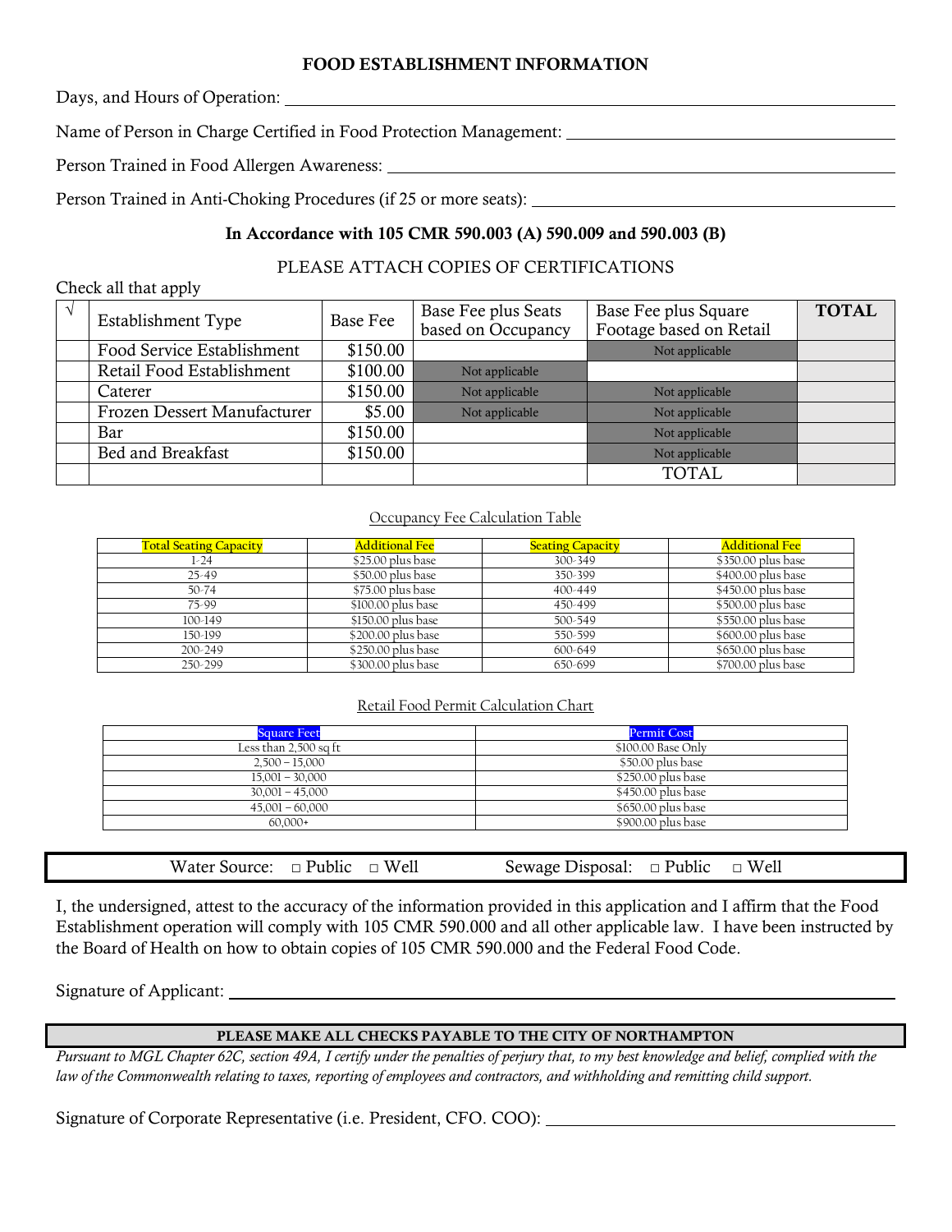## FOOD ESTABLISHMENT INFORMATION

Days, and Hours of Operation: ___________________________________________

Name of Person in Charge Certified in Food Protection Management: ___________________________

Person Trained in Food Allergen Awareness: ___________________________________

Person Trained in Anti-Choking Procedures (if 25 or more seats): ___________________________

**In Accordance with 105 CMR 590.003 (A) 590.009 and 590.003 (B)**

PLEASE ATTACH COPIES OF CERTIFICATIONS

Check all that apply

| √ | Establishment Type | Base Fee | Base Fee plus Seats based on Occupancy | Base Fee plus Square Footage based on Retail | **TOTAL** |
|---|---|---|---|---|---|
| | Food Service Establishment | $150.00 | | Not applicable | |
| | Retail Food Establishment | $100.00 | Not applicable | | |
| | Caterer | $150.00 | Not applicable | Not applicable | |
| | Frozen Dessert Manufacturer | $5.00 | Not applicable | Not applicable | |
| | Bar | $150.00 | | Not applicable | |
| | Bed and Breakfast | $150.00 | | Not applicable | |
| | | | | TOTAL | |

Occupancy Fee Calculation Table

| Total Seating Capacity | Additional Fee | Seating Capacity | Additional Fee |
|---|---|---|---|
| 1-24 | $25.00 plus base | 300-349 | $350.00 plus base |
| 25-49 | $50.00 plus base | 350-399 | $400.00 plus base |
| 50-74 | $75.00 plus base | 400-449 | $450.00 plus base |
| 75-99 | $100.00 plus base | 450-499 | $500.00 plus base |
| 100-149 | $150.00 plus base | 500-549 | $550.00 plus base |
| 150-199 | $200.00 plus base | 550-599 | $600.00 plus base |
| 200-249 | $250.00 plus base | 600-649 | $650.00 plus base |
| 250-299 | $300.00 plus base | 650-699 | $700.00 plus base |

Retail Food Permit Calculation Chart

| Square Feet | Permit Cost |
|---|---|
| Less than 2,500 sq ft | $100.00 Base Only |
| 2,500 – 15,000 | $50.00 plus base |
| 15,001 – 30,000 | $250.00 plus base |
| 30,001 – 45,000 | $450.00 plus base |
| 45,001 – 60,000 | $650.00 plus base |
| 60,000+ | $900.00 plus base |

Water Source: □ Public □ Well    Sewage Disposal: □ Public □ Well

I, the undersigned, attest to the accuracy of the information provided in this application and I affirm that the Food Establishment operation will comply with 105 CMR 590.000 and all other applicable law. I have been instructed by the Board of Health on how to obtain copies of 105 CMR 590.000 and the Federal Food Code.

Signature of Applicant: ___________________________________________

**PLEASE MAKE ALL CHECKS PAYABLE TO THE CITY OF NORTHAMPTON**

*Pursuant to MGL Chapter 62C, section 49A, I certify under the penalties of perjury that, to my best knowledge and belief, complied with the law of the Commonwealth relating to taxes, reporting of employees and contractors, and withholding and remitting child support.*

Signature of Corporate Representative (i.e. President, CFO. COO): ___________________________